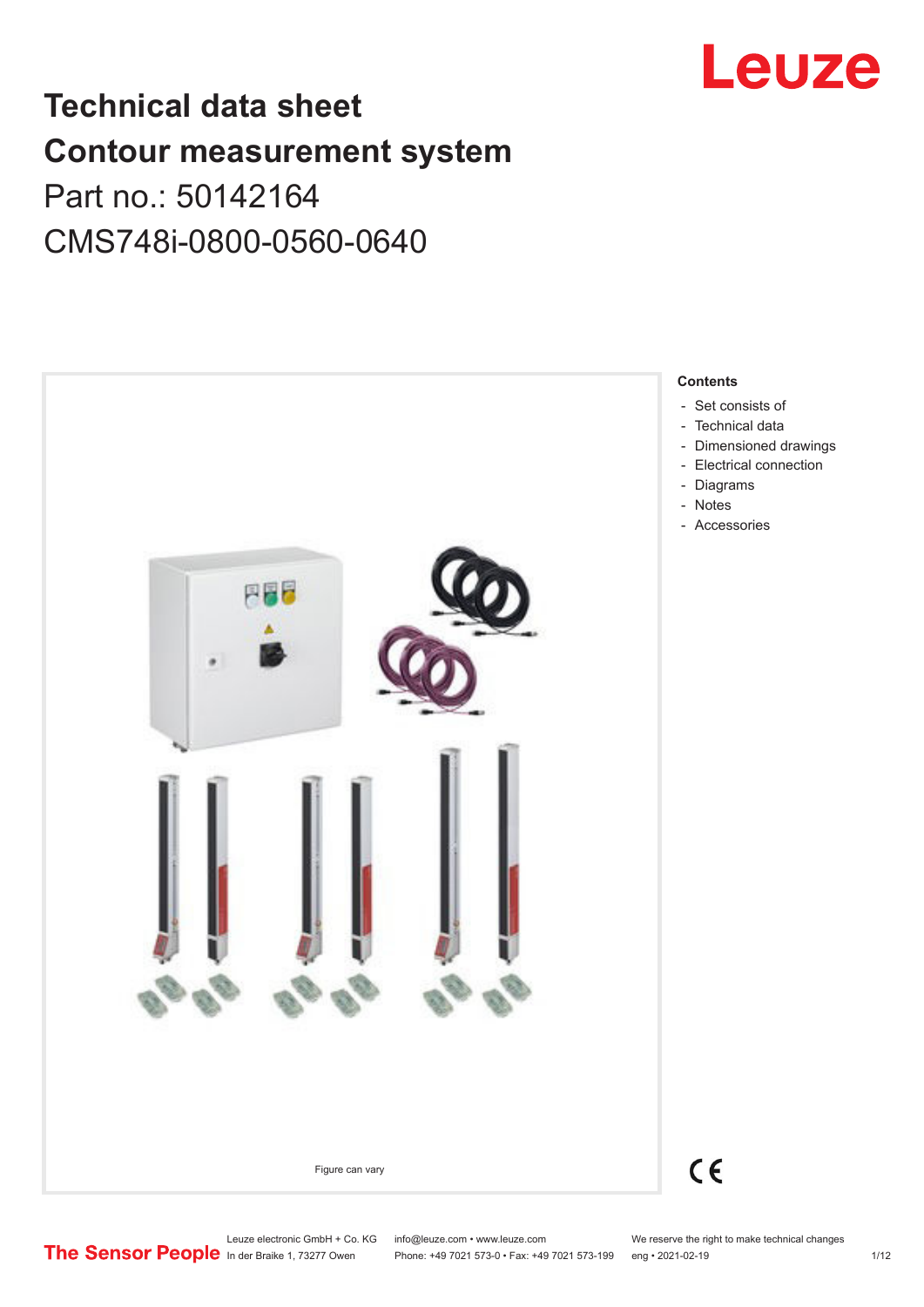# Technical data sheet

# Contour measurement system

Part no.: 50142164

CMS748i-0800-0560-0640

Figure can vary

**Contents**

- Set consists of
- Technical data
- Dimensioned drawings
- Electrical connection
- Diagrams
- Notes
- Accessories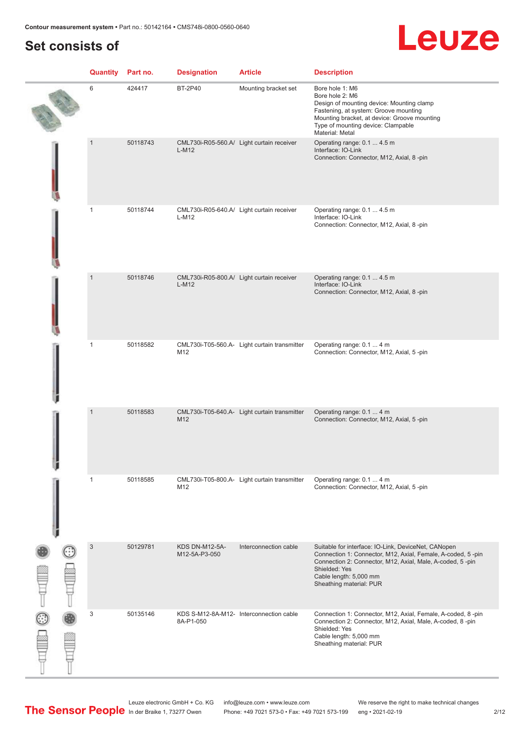## Set consists of

| Quantity | Part no. | Designation | Article | Description |
|---|---|---|---|---|
| 6 | 424417 | BT-2P40 | Mounting bracket set | Bore hole 1: M6<br>Bore hole 2: M6<br>Design of mounting device: Mounting clamp<br>Fastening, at system: Groove mounting<br>Mounting bracket, at device: Groove mounting<br>Type of mounting device: Clampable<br>Material: Metal |
| 1 | 50118743 | CML730i-R05-560.A/L-M12 | Light curtain receiver | Operating range: 0.1 ... 4.5 m<br>Interface: IO-Link<br>Connection: Connector, M12, Axial, 8 -pin |
| 1 | 50118744 | CML730i-R05-640.A/L-M12 | Light curtain receiver | Operating range: 0.1 ... 4.5 m<br>Interface: IO-Link<br>Connection: Connector, M12, Axial, 8 -pin |
| 1 | 50118746 | CML730i-R05-800.A/L-M12 | Light curtain receiver | Operating range: 0.1 ... 4.5 m<br>Interface: IO-Link<br>Connection: Connector, M12, Axial, 8 -pin |
| 1 | 50118582 | CML730i-T05-560.A-M12 | Light curtain transmitter | Operating range: 0.1 ... 4 m<br>Connection: Connector, M12, Axial, 5 -pin |
| 1 | 50118583 | CML730i-T05-640.A-M12 | Light curtain transmitter | Operating range: 0.1 ... 4 m<br>Connection: Connector, M12, Axial, 5 -pin |
| 1 | 50118585 | CML730i-T05-800.A-M12 | Light curtain transmitter | Operating range: 0.1 ... 4 m<br>Connection: Connector, M12, Axial, 5 -pin |
| 3 | 50129781 | KDS DN-M12-5A-M12-5A-P3-050 | Interconnection cable | Suitable for interface: IO-Link, DeviceNet, CANopen<br>Connection 1: Connector, M12, Axial, Female, A-coded, 5 -pin<br>Connection 2: Connector, M12, Axial, Male, A-coded, 5 -pin<br>Shielded: Yes<br>Cable length: 5,000 mm<br>Sheathing material: PUR |
| 3 | 50135146 | KDS S-M12-8A-M12-8A-P1-050 | Interconnection cable | Connection 1: Connector, M12, Axial, Female, A-coded, 8 -pin<br>Connection 2: Connector, M12, Axial, Male, A-coded, 8 -pin<br>Shielded: Yes<br>Cable length: 5,000 mm<br>Sheathing material: PUR |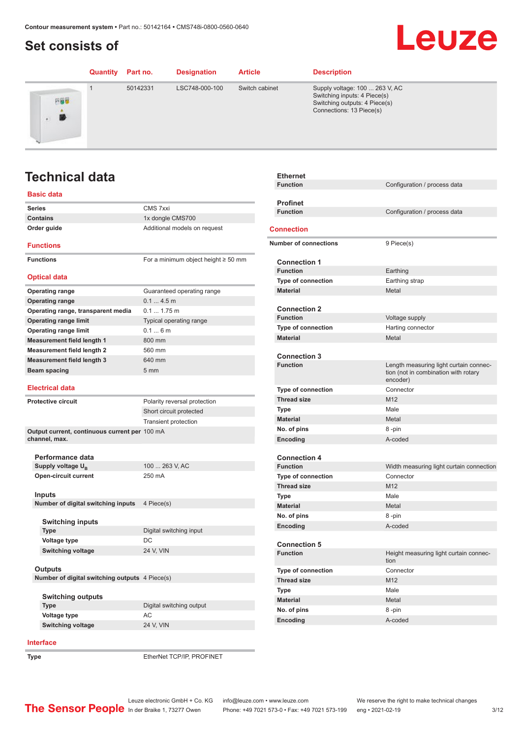# Set consists of

| Quantity | Part no. | Designation | Article | Description |
|---|---|---|---|---|
| 1 | 50142331 | LSC748-000-100 | Switch cabinet | Supply voltage: 100 ... 263 V, AC<br>Switching inputs: 4 Piece(s)<br>Switching outputs: 4 Piece(s)<br>Connections: 13 Piece(s) |

# Technical data

## Basic data

| | |
|---|---|
| **Series** | CMS 7xxi |
| **Contains** | 1x dongle CMS700 |
| **Order guide** | Additional models on request |

## Functions

| | |
|---|---|
| **Functions** | For a minimum object height ≥ 50 mm |

## Optical data

| | |
|---|---|
| **Operating range** | Guaranteed operating range |
| **Operating range** | 0.1 ... 4.5 m |
| **Operating range, transparent media** | 0.1 ... 1.75 m |
| **Operating range limit** | Typical operating range |
| **Operating range limit** | 0.1 ... 6 m |
| **Measurement field length 1** | 800 mm |
| **Measurement field length 2** | 560 mm |
| **Measurement field length 3** | 640 mm |
| **Beam spacing** | 5 mm |

## Electrical data

| | |
|---|---|
| **Protective circuit** | Polarity reversal protection |
| | Short circuit protected |
| | Transient protection |
| **Output current, continuous current per channel, max.** | 100 mA |

### Performance data

| | |
|---|---|
| **Supply voltage $U_B$** | 100 ... 263 V, AC |
| **Open-circuit current** | 250 mA |

### Inputs

| | |
|---|---|
| **Number of digital switching inputs** | 4 Piece(s) |

#### Switching inputs

| | |
|---|---|
| **Type** | Digital switching input |
| **Voltage type** | DC |
| **Switching voltage** | 24 V, VIN |

### Outputs

| | |
|---|---|
| **Number of digital switching outputs** | 4 Piece(s) |

#### Switching outputs

| | |
|---|---|
| **Type** | Digital switching output |
| **Voltage type** | AC |
| **Switching voltage** | 24 V, VIN |

## Interface

| | |
|---|---|
| **Type** | EtherNet TCP/IP, PROFINET |

### Ethernet

| | |
|---|---|
| **Function** | Configuration / process data |

### Profinet

| | |
|---|---|
| **Function** | Configuration / process data |

## Connection

| | |
|---|---|
| **Number of connections** | 9 Piece(s) |

### Connection 1

| | |
|---|---|
| **Function** | Earthing |
| **Type of connection** | Earthing strap |
| **Material** | Metal |

### Connection 2

| | |
|---|---|
| **Function** | Voltage supply |
| **Type of connection** | Harting connector |
| **Material** | Metal |

### Connection 3

| | |
|---|---|
| **Function** | Length measuring light curtain connection (not in combination with rotary encoder) |
| **Type of connection** | Connector |
| **Thread size** | M12 |
| **Type** | Male |
| **Material** | Metal |
| **No. of pins** | 8 -pin |
| **Encoding** | A-coded |

### Connection 4

| | |
|---|---|
| **Function** | Width measuring light curtain connection |
| **Type of connection** | Connector |
| **Thread size** | M12 |
| **Type** | Male |
| **Material** | Metal |
| **No. of pins** | 8 -pin |
| **Encoding** | A-coded |

### Connection 5

| | |
|---|---|
| **Function** | Height measuring light curtain connection |
| **Type of connection** | Connector |
| **Thread size** | M12 |
| **Type** | Male |
| **Material** | Metal |
| **No. of pins** | 8 -pin |
| **Encoding** | A-coded |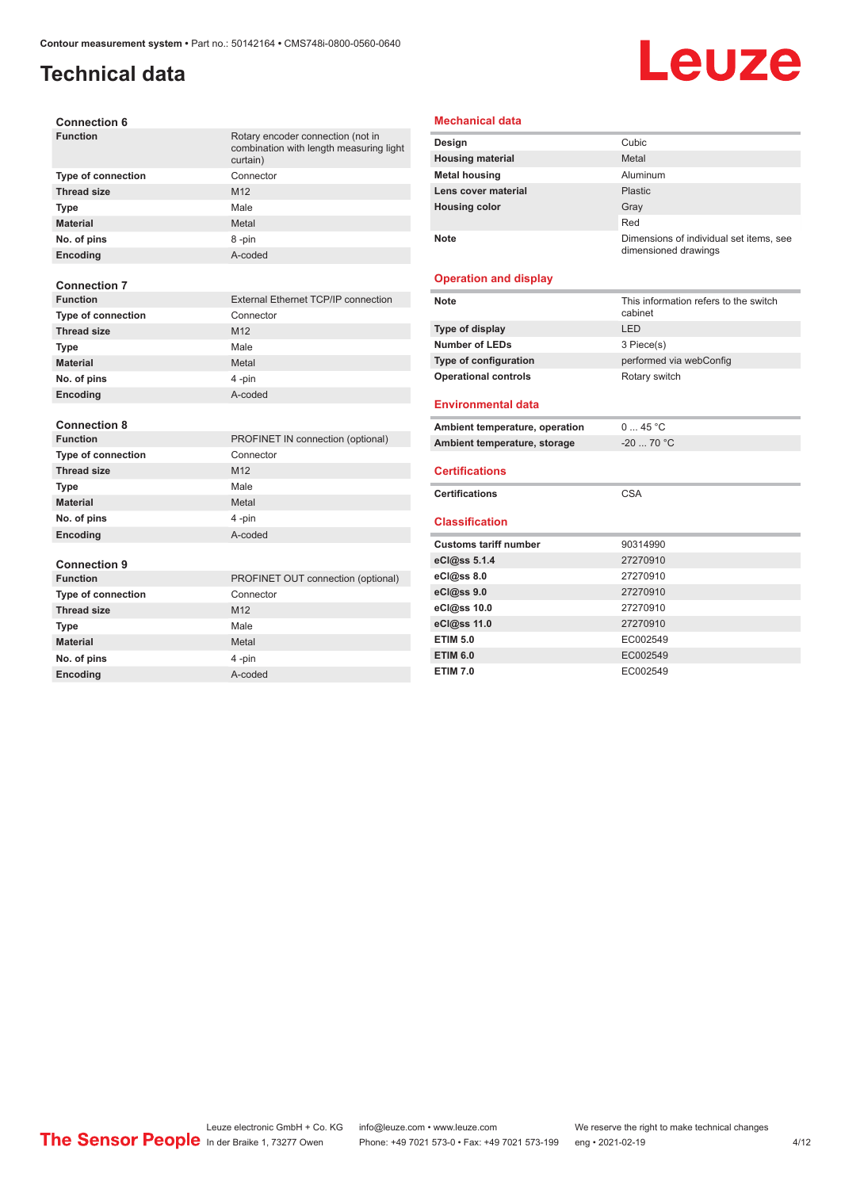# Technical data

### Connection 6

| | |
|---|---|
| **Function** | Rotary encoder connection (not in combination with length measuring light curtain) |
| **Type of connection** | Connector |
| **Thread size** | M12 |
| **Type** | Male |
| **Material** | Metal |
| **No. of pins** | 8 -pin |
| **Encoding** | A-coded |

### Connection 7

| | |
|---|---|
| **Function** | External Ethernet TCP/IP connection |
| **Type of connection** | Connector |
| **Thread size** | M12 |
| **Type** | Male |
| **Material** | Metal |
| **No. of pins** | 4 -pin |
| **Encoding** | A-coded |

### Connection 8

| | |
|---|---|
| **Function** | PROFINET IN connection (optional) |
| **Type of connection** | Connector |
| **Thread size** | M12 |
| **Type** | Male |
| **Material** | Metal |
| **No. of pins** | 4 -pin |
| **Encoding** | A-coded |

### Connection 9

| | |
|---|---|
| **Function** | PROFINET OUT connection (optional) |
| **Type of connection** | Connector |
| **Thread size** | M12 |
| **Type** | Male |
| **Material** | Metal |
| **No. of pins** | 4 -pin |
| **Encoding** | A-coded |

## Mechanical data

| | |
|---|---|
| **Design** | Cubic |
| **Housing material** | Metal |
| **Metal housing** | Aluminum |
| **Lens cover material** | Plastic |
| **Housing color** | Gray |
| | Red |
| **Note** | Dimensions of individual set items, see dimensioned drawings |

## Operation and display

| | |
|---|---|
| **Note** | This information refers to the switch cabinet |
| **Type of display** | LED |
| **Number of LEDs** | 3 Piece(s) |
| **Type of configuration** | performed via webConfig |
| **Operational controls** | Rotary switch |

## Environmental data

| | |
|---|---|
| **Ambient temperature, operation** | 0 ... 45 °C |
| **Ambient temperature, storage** | -20 ... 70 °C |

## Certifications

| | |
|---|---|
| **Certifications** | CSA |

## Classification

| | |
|---|---|
| **Customs tariff number** | 90314990 |
| **eCl@ss 5.1.4** | 27270910 |
| **eCl@ss 8.0** | 27270910 |
| **eCl@ss 9.0** | 27270910 |
| **eCl@ss 10.0** | 27270910 |
| **eCl@ss 11.0** | 27270910 |
| **ETIM 5.0** | EC002549 |
| **ETIM 6.0** | EC002549 |
| **ETIM 7.0** | EC002549 |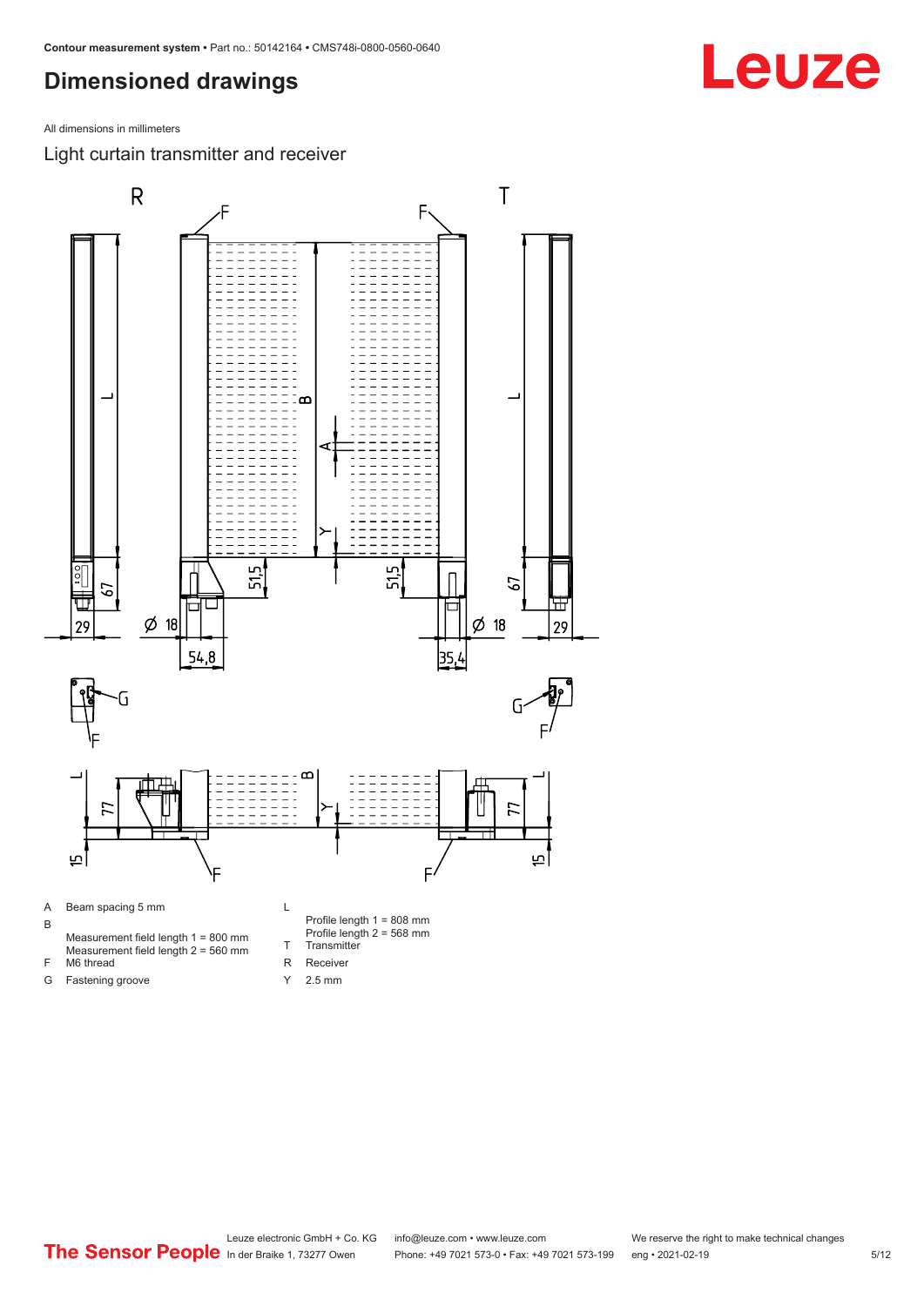# Dimensioned drawings

All dimensions in millimeters

## Light curtain transmitter and receiver

- A Beam spacing 5 mm
- B Measurement field length 1 = 800 mm
  Measurement field length 2 = 560 mm
- F M6 thread
- G Fastening groove
- L Profile length 1 = 808 mm
  Profile length 2 = 568 mm
- T Transmitter
- R Receiver
- Y 2.5 mm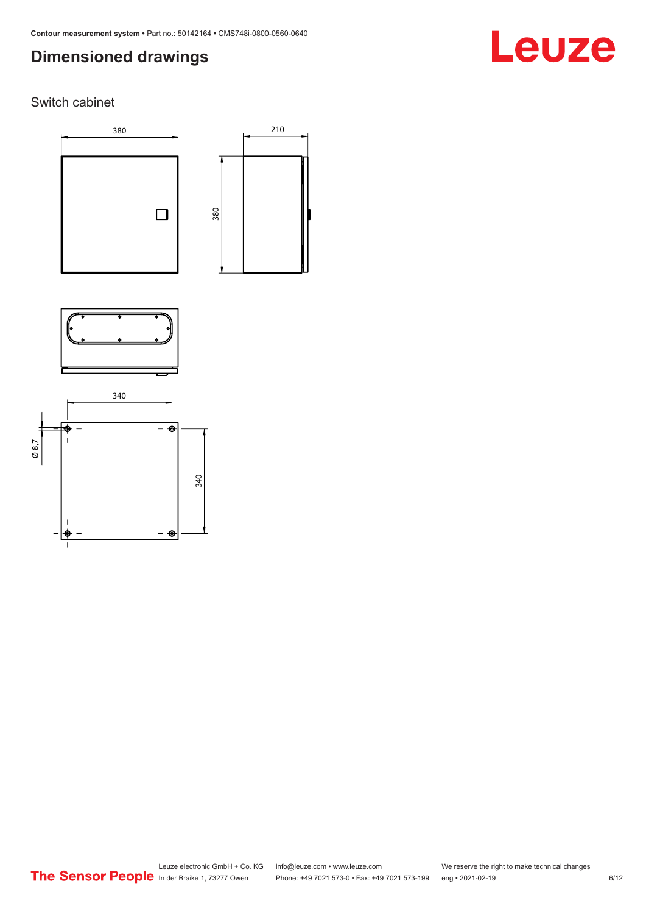# Dimensioned drawings

Switch cabinet

380

210

380

340

Ø 8,7

340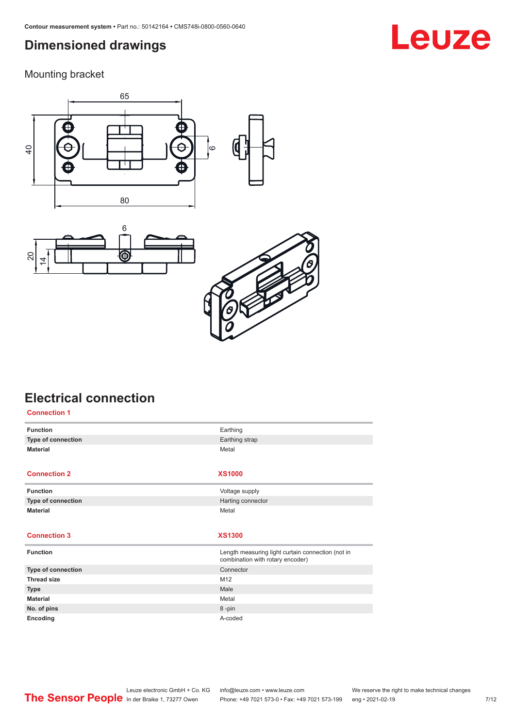## Dimensioned drawings

### Mounting bracket

## Electrical connection

**Connection 1**

| | |
|---|---|
| **Function** | Earthing |
| **Type of connection** | Earthing strap |
| **Material** | Metal |

| **Connection 2** | **XS1000** |
|---|---|
| **Function** | Voltage supply |
| **Type of connection** | Harting connector |
| **Material** | Metal |

| **Connection 3** | **XS1300** |
|---|---|
| **Function** | Length measuring light curtain connection (not in combination with rotary encoder) |
| **Type of connection** | Connector |
| **Thread size** | M12 |
| **Type** | Male |
| **Material** | Metal |
| **No. of pins** | 8 -pin |
| **Encoding** | A-coded |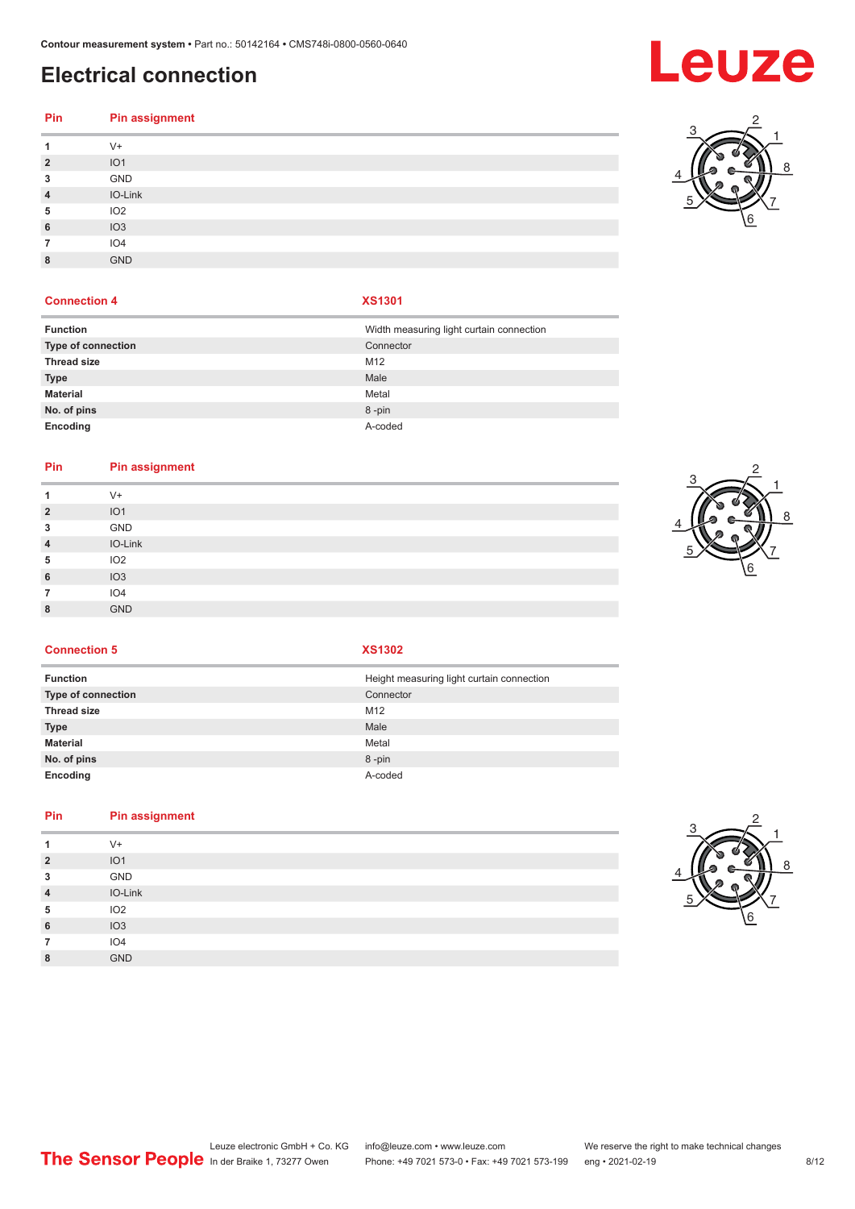# Electrical connection

| Pin | Pin assignment |
|---|---|
| 1 | V+ |
| 2 | IO1 |
| 3 | GND |
| 4 | IO-Link |
| 5 | IO2 |
| 6 | IO3 |
| 7 | IO4 |
| 8 | GND |

| Connection 4 | XS1301 |
|---|---|
| Function | Width measuring light curtain connection |
| Type of connection | Connector |
| Thread size | M12 |
| Type | Male |
| Material | Metal |
| No. of pins | 8 -pin |
| Encoding | A-coded |

| Pin | Pin assignment |
|---|---|
| 1 | V+ |
| 2 | IO1 |
| 3 | GND |
| 4 | IO-Link |
| 5 | IO2 |
| 6 | IO3 |
| 7 | IO4 |
| 8 | GND |

| Connection 5 | XS1302 |
|---|---|
| Function | Height measuring light curtain connection |
| Type of connection | Connector |
| Thread size | M12 |
| Type | Male |
| Material | Metal |
| No. of pins | 8 -pin |
| Encoding | A-coded |

| Pin | Pin assignment |
|---|---|
| 1 | V+ |
| 2 | IO1 |
| 3 | GND |
| 4 | IO-Link |
| 5 | IO2 |
| 6 | IO3 |
| 7 | IO4 |
| 8 | GND |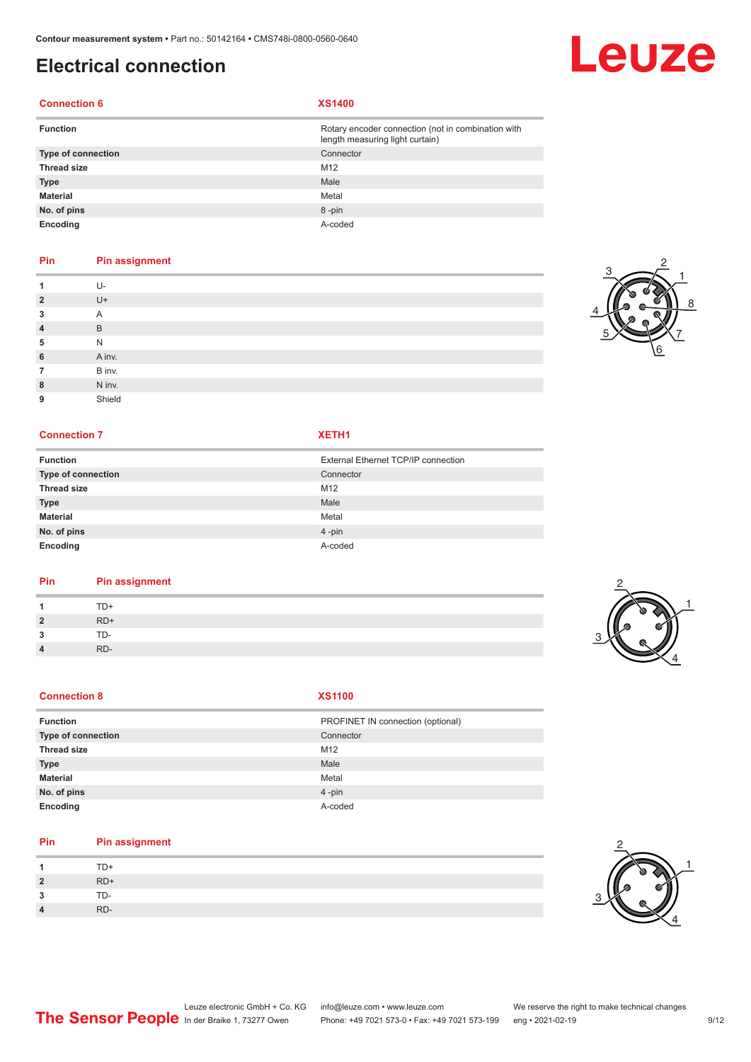## Electrical connection

| Connection 6 | XS1400 |
|---|---|
| **Function** | Rotary encoder connection (not in combination with length measuring light curtain) |
| **Type of connection** | Connector |
| **Thread size** | M12 |
| **Type** | Male |
| **Material** | Metal |
| **No. of pins** | 8 -pin |
| **Encoding** | A-coded |

| Pin | Pin assignment |
|---|---|
| **1** | U- |
| **2** | U+ |
| **3** | A |
| **4** | B |
| **5** | N |
| **6** | A inv. |
| **7** | B inv. |
| **8** | N inv. |
| **9** | Shield |

| Connection 7 | XETH1 |
|---|---|
| **Function** | External Ethernet TCP/IP connection |
| **Type of connection** | Connector |
| **Thread size** | M12 |
| **Type** | Male |
| **Material** | Metal |
| **No. of pins** | 4 -pin |
| **Encoding** | A-coded |

| Pin | Pin assignment |
|---|---|
| **1** | TD+ |
| **2** | RD+ |
| **3** | TD- |
| **4** | RD- |

| Connection 8 | XS1100 |
|---|---|
| **Function** | PROFINET IN connection (optional) |
| **Type of connection** | Connector |
| **Thread size** | M12 |
| **Type** | Male |
| **Material** | Metal |
| **No. of pins** | 4 -pin |
| **Encoding** | A-coded |

| Pin | Pin assignment |
|---|---|
| **1** | TD+ |
| **2** | RD+ |
| **3** | TD- |
| **4** | RD- |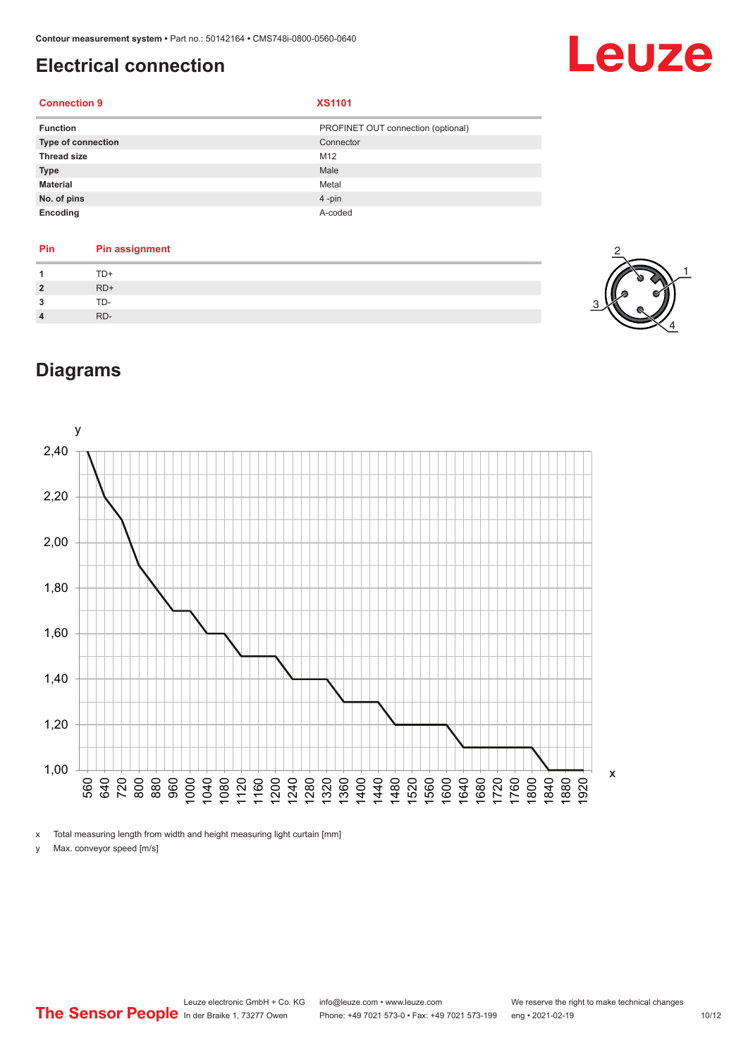## Electrical connection

| Connection 9 | XS1101 |
|---|---|
| Function | PROFINET OUT connection (optional) |
| Type of connection | Connector |
| Thread size | M12 |
| Type | Male |
| Material | Metal |
| No. of pins | 4 -pin |
| Encoding | A-coded |

| Pin | Pin assignment |
|---|---|
| 1 | TD+ |
| 2 | RD+ |
| 3 | TD- |
| 4 | RD- |

## Diagrams

x Total measuring length from width and height measuring light curtain [mm]

y Max. conveyor speed [m/s]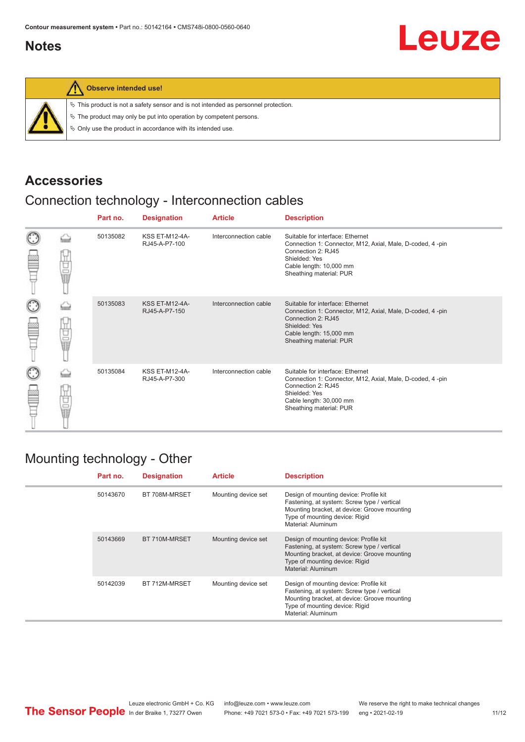## Notes

**Observe intended use!**

- This product is not a safety sensor and is not intended as personnel protection.
- The product may only be put into operation by competent persons.
- Only use the product in accordance with its intended use.

## Accessories

### Connection technology - Interconnection cables

| Part no. | Designation | Article | Description |
|---|---|---|---|
| 50135082 | KSS ET-M12-4A-RJ45-A-P7-100 | Interconnection cable | Suitable for interface: Ethernet<br>Connection 1: Connector, M12, Axial, Male, D-coded, 4 -pin<br>Connection 2: RJ45<br>Shielded: Yes<br>Cable length: 10,000 mm<br>Sheathing material: PUR |
| 50135083 | KSS ET-M12-4A-RJ45-A-P7-150 | Interconnection cable | Suitable for interface: Ethernet<br>Connection 1: Connector, M12, Axial, Male, D-coded, 4 -pin<br>Connection 2: RJ45<br>Shielded: Yes<br>Cable length: 15,000 mm<br>Sheathing material: PUR |
| 50135084 | KSS ET-M12-4A-RJ45-A-P7-300 | Interconnection cable | Suitable for interface: Ethernet<br>Connection 1: Connector, M12, Axial, Male, D-coded, 4 -pin<br>Connection 2: RJ45<br>Shielded: Yes<br>Cable length: 30,000 mm<br>Sheathing material: PUR |

### Mounting technology - Other

| Part no. | Designation | Article | Description |
|---|---|---|---|
| 50143670 | BT 708M-MRSET | Mounting device set | Design of mounting device: Profile kit<br>Fastening, at system: Screw type / vertical<br>Mounting bracket, at device: Groove mounting<br>Type of mounting device: Rigid<br>Material: Aluminum |
| 50143669 | BT 710M-MRSET | Mounting device set | Design of mounting device: Profile kit<br>Fastening, at system: Screw type / vertical<br>Mounting bracket, at device: Groove mounting<br>Type of mounting device: Rigid<br>Material: Aluminum |
| 50142039 | BT 712M-MRSET | Mounting device set | Design of mounting device: Profile kit<br>Fastening, at system: Screw type / vertical<br>Mounting bracket, at device: Groove mounting<br>Type of mounting device: Rigid<br>Material: Aluminum |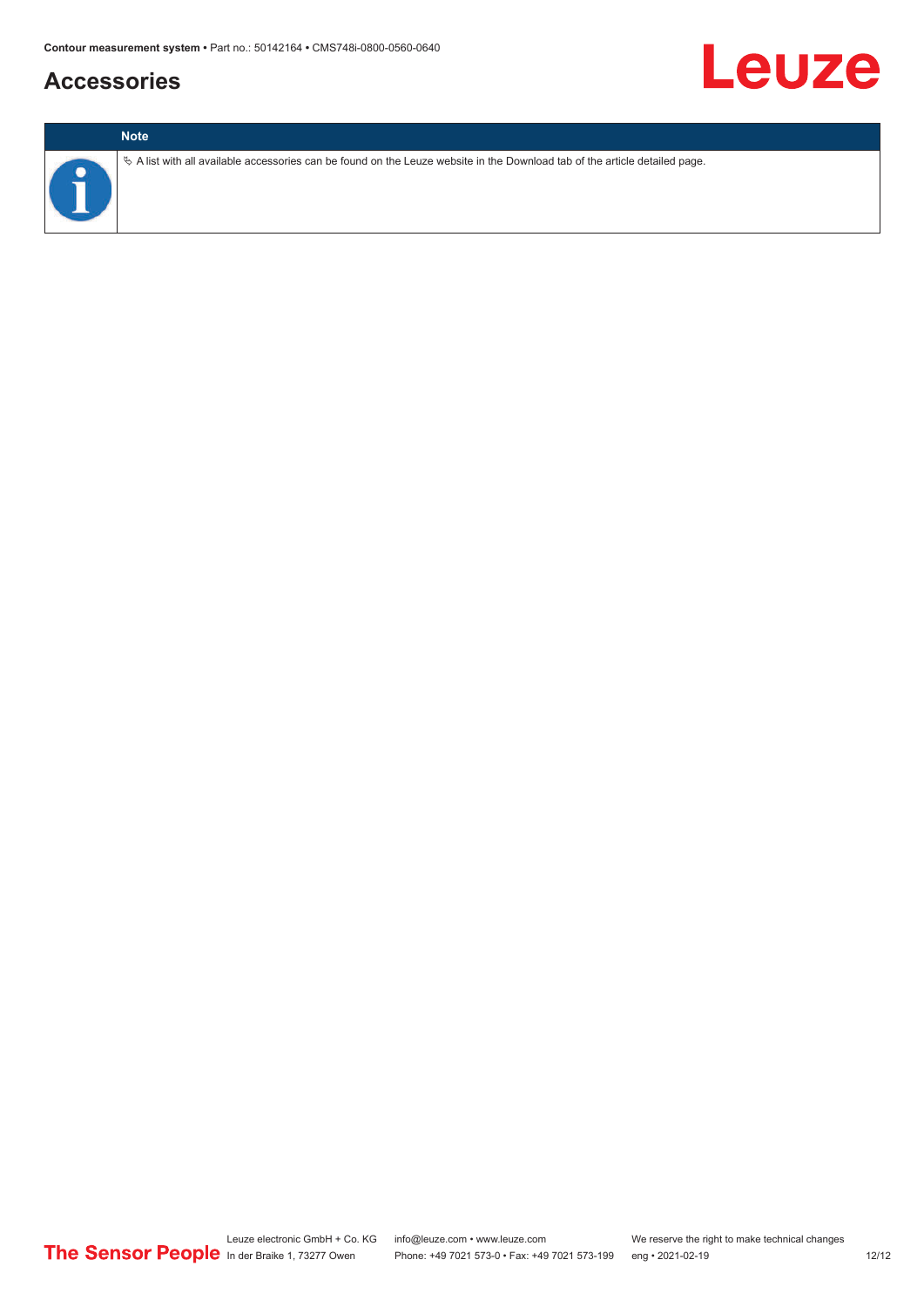## Accessories

| | Note |
|---|---|
| | ↳ A list with all available accessories can be found on the Leuze website in the Download tab of the article detailed page. |